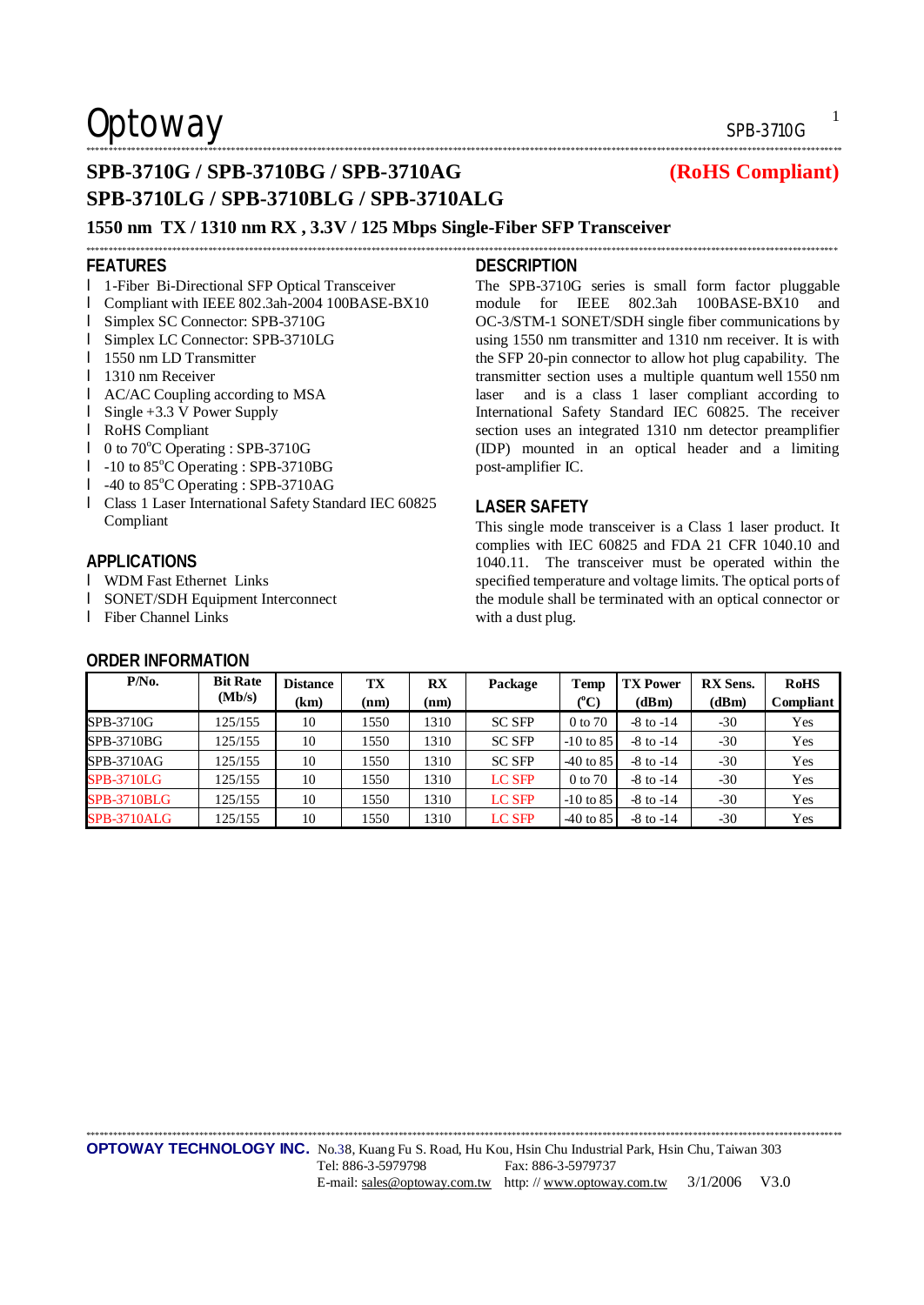# SPB-3710G / SPB-3710BG / SPB-3710AG (RoHS Compliant)
# SPB-3710LG / SPB-3710BLG / SPB-3710ALG

## 1550 nm TX / 1310 nm RX , 3.3V / 125 Mbps Single-Fiber SFP Transceiver

## FEATURES

- 1-Fiber Bi-Directional SFP Optical Transceiver
- Compliant with IEEE 802.3ah-2004 100BASE-BX10
- Simplex SC Connector: SPB-3710G
- Simplex LC Connector: SPB-3710LG
- 1550 nm LD Transmitter
- 1310 nm Receiver
- AC/AC Coupling according to MSA
- Single +3.3 V Power Supply
- RoHS Compliant
- 0 to 70°C Operating : SPB-3710G
- -10 to 85°C Operating : SPB-3710BG
- -40 to 85°C Operating : SPB-3710AG
- Class 1 Laser International Safety Standard IEC 60825 Compliant

## APPLICATIONS

- WDM Fast Ethernet Links
- SONET/SDH Equipment Interconnect
- Fiber Channel Links

## DESCRIPTION

The SPB-3710G series is small form factor pluggable module for IEEE 802.3ah 100BASE-BX10 and OC-3/STM-1 SONET/SDH single fiber communications by using 1550 nm transmitter and 1310 nm receiver. It is with the SFP 20-pin connector to allow hot plug capability. The transmitter section uses a multiple quantum well 1550 nm laser and is a class 1 laser compliant according to International Safety Standard IEC 60825. The receiver section uses an integrated 1310 nm detector preamplifier (IDP) mounted in an optical header and a limiting post-amplifier IC.

## LASER SAFETY

This single mode transceiver is a Class 1 laser product. It complies with IEC 60825 and FDA 21 CFR 1040.10 and 1040.11. The transceiver must be operated within the specified temperature and voltage limits. The optical ports of the module shall be terminated with an optical connector or with a dust plug.

## ORDER INFORMATION

| P/No. | Bit Rate (Mb/s) | Distance (km) | TX (nm) | RX (nm) | Package | Temp (°C) | TX Power (dBm) | RX Sens. (dBm) | RoHS Compliant |
|---|---|---|---|---|---|---|---|---|---|
| SPB-3710G | 125/155 | 10 | 1550 | 1310 | SC SFP | 0 to 70 | -8 to -14 | -30 | Yes |
| SPB-3710BG | 125/155 | 10 | 1550 | 1310 | SC SFP | -10 to 85 | -8 to -14 | -30 | Yes |
| SPB-3710AG | 125/155 | 10 | 1550 | 1310 | SC SFP | -40 to 85 | -8 to -14 | -30 | Yes |
| SPB-3710LG | 125/155 | 10 | 1550 | 1310 | LC SFP | 0 to 70 | -8 to -14 | -30 | Yes |
| SPB-3710BLG | 125/155 | 10 | 1550 | 1310 | LC SFP | -10 to 85 | -8 to -14 | -30 | Yes |
| SPB-3710ALG | 125/155 | 10 | 1550 | 1310 | LC SFP | -40 to 85 | -8 to -14 | -30 | Yes |

**OPTOWAY TECHNOLOGY INC.** No.38, Kuang Fu S. Road, Hu Kou, Hsin Chu Industrial Park, Hsin Chu, Taiwan 303
Tel: 886-3-5979798 Fax: 886-3-5979737
E-mail: sales@optoway.com.tw http: // www.optoway.com.tw 3/1/2006 V3.0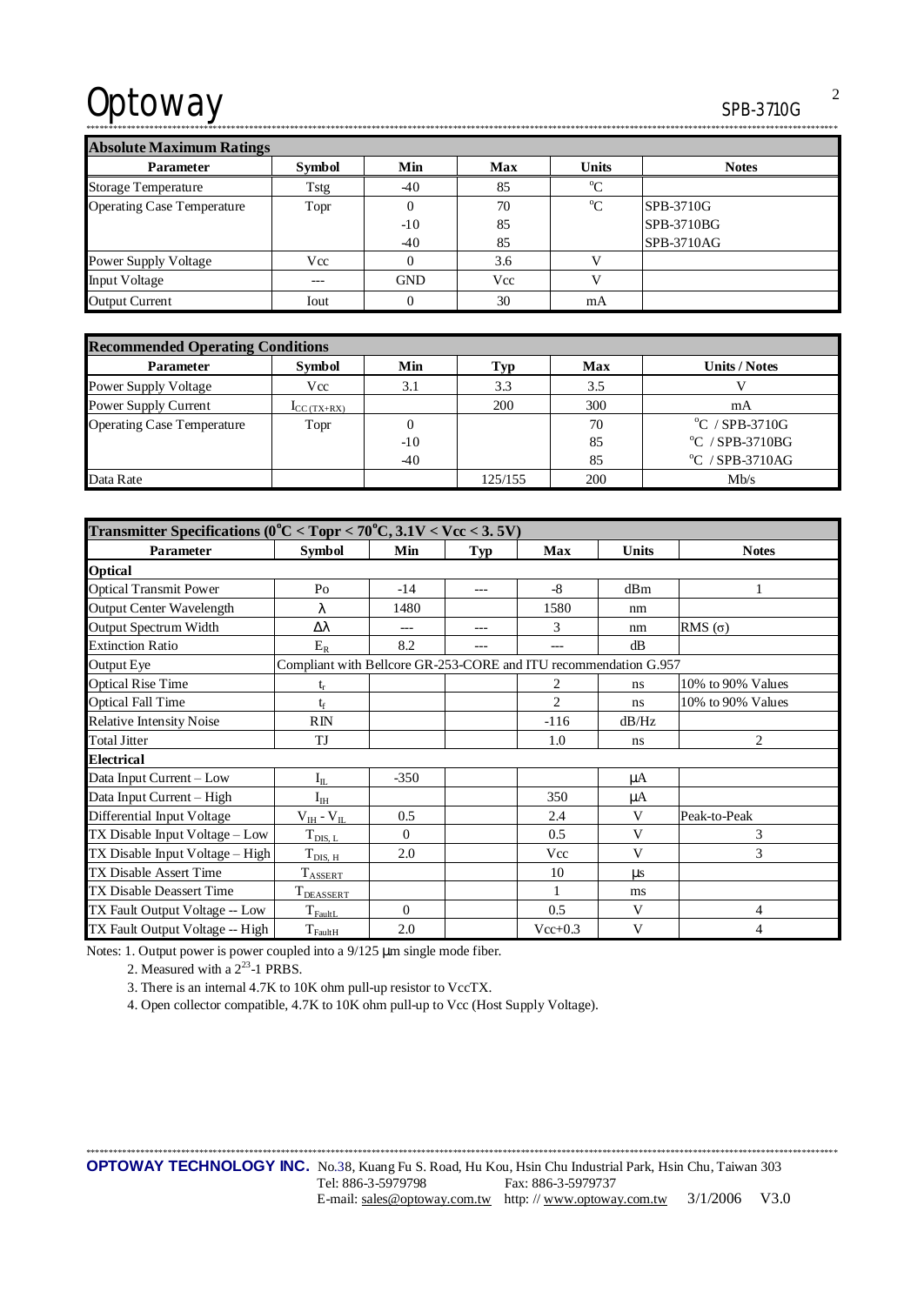## Absolute Maximum Ratings

| Parameter | Symbol | Min | Max | Units | Notes |
|---|---|---|---|---|---|
| Storage Temperature | Tstg | -40 | 85 | °C | |
| Operating Case Temperature | Topr | 0 | 70 | °C | SPB-3710G |
| | | -10 | 85 | | SPB-3710BG |
| | | -40 | 85 | | SPB-3710AG |
| Power Supply Voltage | Vcc | 0 | 3.6 | V | |
| Input Voltage | --- | GND | Vcc | V | |
| Output Current | Iout | 0 | 30 | mA | |

## Recommended Operating Conditions

| Parameter | Symbol | Min | Typ | Max | Units / Notes |
|---|---|---|---|---|---|
| Power Supply Voltage | Vcc | 3.1 | 3.3 | 3.5 | V |
| Power Supply Current | $I_{CC\,(TX+RX)}$ | | 200 | 300 | mA |
| Operating Case Temperature | Topr | 0 | | 70 | °C / SPB-3710G |
| | | -10 | | 85 | °C / SPB-3710BG |
| | | -40 | | 85 | °C / SPB-3710AG |
| Data Rate | | | 125/155 | 200 | Mb/s |

## Transmitter Specifications (0°C < Topr < 70°C, 3.1V < Vcc < 3. 5V)

| Parameter | Symbol | Min | Typ | Max | Units | Notes |
|---|---|---|---|---|---|---|
| **Optical** | | | | | | |
| Optical Transmit Power | Po | -14 | --- | -8 | dBm | 1 |
| Output Center Wavelength | λ | 1480 | | 1580 | nm | |
| Output Spectrum Width | Δλ | --- | --- | 3 | nm | RMS (σ) |
| Extinction Ratio | $E_R$ | 8.2 | --- | --- | dB | |
| Output Eye | Compliant with Bellcore GR-253-CORE and ITU recommendation G.957 | | | | | |
| Optical Rise Time | $t_r$ | | | 2 | ns | 10% to 90% Values |
| Optical Fall Time | $t_f$ | | | 2 | ns | 10% to 90% Values |
| Relative Intensity Noise | RIN | | | -116 | dB/Hz | |
| Total Jitter | TJ | | | 1.0 | ns | 2 |
| **Electrical** | | | | | | |
| Data Input Current – Low | $I_{IL}$ | -350 | | | μA | |
| Data Input Current – High | $I_{IH}$ | | | 350 | μA | |
| Differential Input Voltage | $V_{IH}$ - $V_{IL}$ | 0.5 | | 2.4 | V | Peak-to-Peak |
| TX Disable Input Voltage – Low | $T_{DIS,\,L}$ | 0 | | 0.5 | V | 3 |
| TX Disable Input Voltage – High | $T_{DIS,\,H}$ | 2.0 | | Vcc | V | 3 |
| TX Disable Assert Time | $T_{ASSERT}$ | | | 10 | μs | |
| TX Disable Deassert Time | $T_{DEASSERT}$ | | | 1 | ms | |
| TX Fault Output Voltage -- Low | $T_{FaultL}$ | 0 | | 0.5 | V | 4 |
| TX Fault Output Voltage -- High | $T_{FaultH}$ | 2.0 | | Vcc+0.3 | V | 4 |

Notes: 1. Output power is power coupled into a 9/125 μm single mode fiber.

2. Measured with a $2^{23}$-1 PRBS.

3. There is an internal 4.7K to 10K ohm pull-up resistor to VccTX.

4. Open collector compatible, 4.7K to 10K ohm pull-up to Vcc (Host Supply Voltage).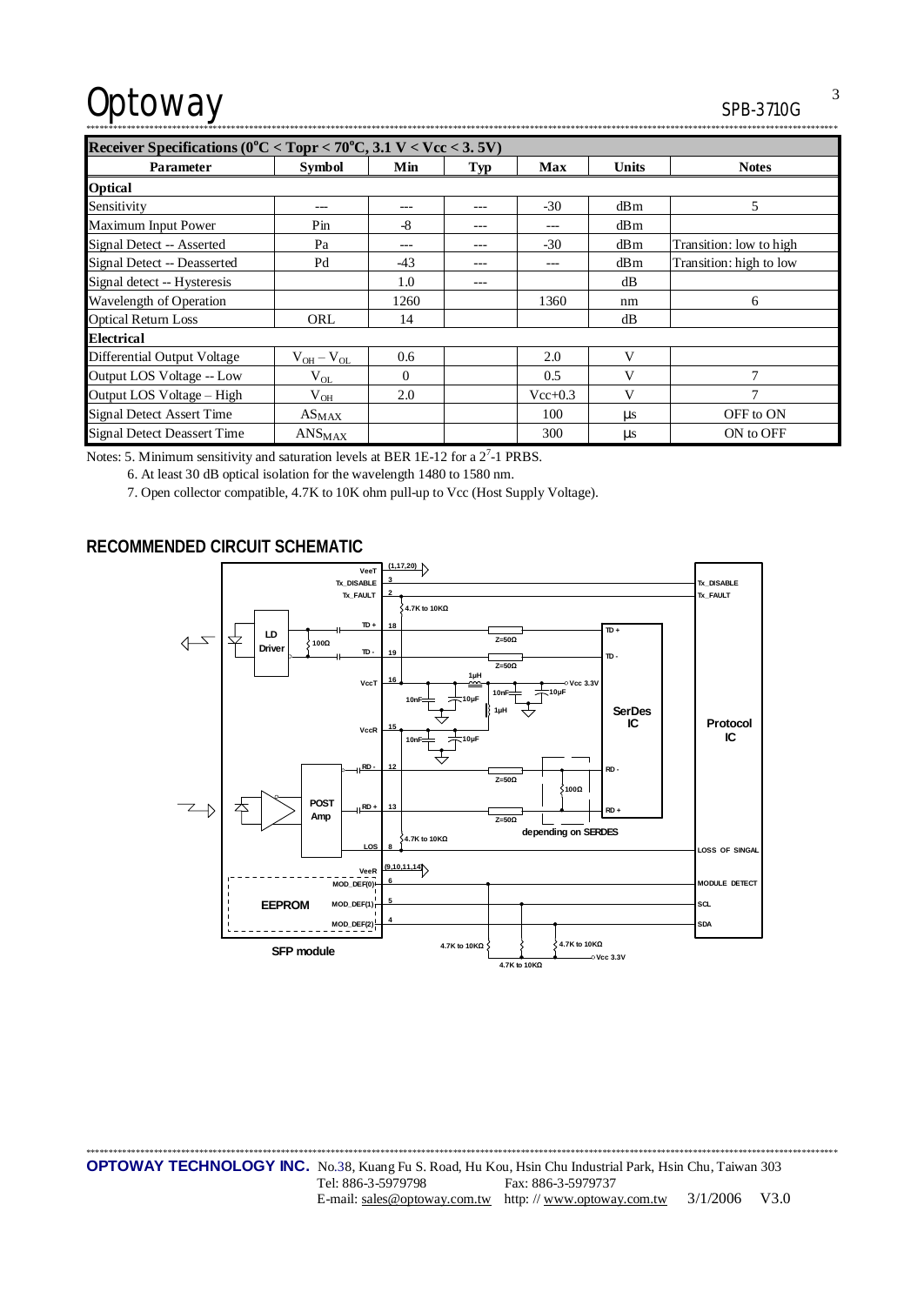| Receiver Specifications (0°C < Topr < 70°C, 3.1 V < Vcc < 3. 5V) | | | | | | |
|---|---|---|---|---|---|---|
| **Parameter** | **Symbol** | **Min** | **Typ** | **Max** | **Units** | **Notes** |
| **Optical** | | | | | | |
| Sensitivity | --- | --- | --- | -30 | dBm | 5 |
| Maximum Input Power | Pin | -8 | --- | --- | dBm | |
| Signal Detect -- Asserted | Pa | --- | --- | -30 | dBm | Transition: low to high |
| Signal Detect -- Deasserted | Pd | -43 | --- | --- | dBm | Transition: high to low |
| Signal detect -- Hysteresis | | 1.0 | --- | | dB | |
| Wavelength of Operation | | 1260 | | 1360 | nm | 6 |
| Optical Return Loss | ORL | 14 | | | dB | |
| **Electrical** | | | | | | |
| Differential Output Voltage | $V_{OH} - V_{OL}$ | 0.6 | | 2.0 | V | |
| Output LOS Voltage -- Low | $V_{OL}$ | 0 | | 0.5 | V | 7 |
| Output LOS Voltage – High | $V_{OH}$ | 2.0 | | Vcc+0.3 | V | 7 |
| Signal Detect Assert Time | $AS_{MAX}$ | | | 100 | µs | OFF to ON |
| Signal Detect Deassert Time | $ANS_{MAX}$ | | | 300 | µs | ON to OFF |

Notes: 5. Minimum sensitivity and saturation levels at BER 1E-12 for a $2^7$-1 PRBS.

6. At least 30 dB optical isolation for the wavelength 1480 to 1580 nm.

7. Open collector compatible, 4.7K to 10K ohm pull-up to Vcc (Host Supply Voltage).

## RECOMMENDED CIRCUIT SCHEMATIC

VeeT (1,17,20)
Tx_DISABLE 3 — Tx_DISABLE
Tx_FAULT 2 — Tx_FAULT
4.7K to 10KΩ
LD Driver, 100Ω, TD+ 18, TD- 19, Z=50Ω, TD+, TD-
VccT 16, 1µH, Vcc 3.3V, 10nF, 10µF, 10nF, 10µF, 1µH
VccR 15, 10nF, 10µF
SerDes IC
Protocol IC
POST Amp, RD- 12, RD+ 13, Z=50Ω, 100Ω, RD-, RD+, depending on SERDES
4.7K to 10KΩ, LOS 8 — LOSS OF SINGAL
VeeR (9,10,11,14)
EEPROM, MOD_DEF(0) 6 — MODULE DETECT, MOD_DEF(1) 5 — SCL, MOD_DEF(2) 4 — SDA
4.7K to 10KΩ, 4.7K to 10KΩ, 4.7K to 10KΩ, Vcc 3.3V

SFP module

**OPTOWAY TECHNOLOGY INC.** No.38, Kuang Fu S. Road, Hu Kou, Hsin Chu Industrial Park, Hsin Chu, Taiwan 303
Tel: 886-3-5979798 Fax: 886-3-5979737
E-mail: sales@optoway.com.tw http: // www.optoway.com.tw 3/1/2006 V3.0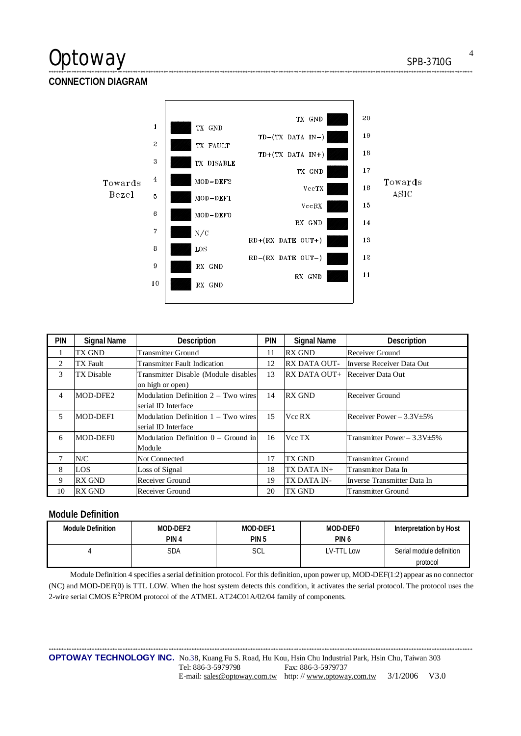## CONNECTION DIAGRAM

| Towards Bezel | | | | | Towards ASIC |
|---|---|---|---|---|---|
| 1 | TX GND | | TX GND | 20 | |
| 2 | TX FAULT | | TD-(TX DATA IN-) | 19 | |
| 3 | TX DISABLE | | TD+(TX DATA IN+) | 18 | |
| 4 | MOD-DEF2 | | TX GND | 17 | |
| 5 | MOD-DEF1 | | VccTX | 16 | |
| 6 | MOD-DEF0 | | VccRX | 15 | |
| 7 | N/C | | RX GND | 14 | |
| 8 | LOS | | RD+(RX DATE OUT+) | 13 | |
| 9 | RX GND | | RD-(RX DATE OUT-) | 12 | |
| 10 | RX GND | | RX GND | 11 | |

| PIN | Signal Name | Description | PIN | Signal Name | Description |
|---|---|---|---|---|---|
| 1 | TX GND | Transmitter Ground | 11 | RX GND | Receiver Ground |
| 2 | TX Fault | Transmitter Fault Indication | 12 | RX DATA OUT- | Inverse Receiver Data Out |
| 3 | TX Disable | Transmitter Disable (Module disables on high or open) | 13 | RX DATA OUT+ | Receiver Data Out |
| 4 | MOD-DFE2 | Modulation Definition 2 – Two wires serial ID Interface | 14 | RX GND | Receiver Ground |
| 5 | MOD-DEF1 | Modulation Definition 1 – Two wires serial ID Interface | 15 | Vcc RX | Receiver Power – 3.3V±5% |
| 6 | MOD-DEF0 | Modulation Definition 0 – Ground in Module | 16 | Vcc TX | Transmitter Power – 3.3V±5% |
| 7 | N/C | Not Connected | 17 | TX GND | Transmitter Ground |
| 8 | LOS | Loss of Signal | 18 | TX DATA IN+ | Transmitter Data In |
| 9 | RX GND | Receiver Ground | 19 | TX DATA IN- | Inverse Transmitter Data In |
| 10 | RX GND | Receiver Ground | 20 | TX GND | Transmitter Ground |

## Module Definition

| Module Definition | MOD-DEF2 PIN 4 | MOD-DEF1 PIN 5 | MOD-DEF0 PIN 6 | Interpretation by Host |
|---|---|---|---|---|
| 4 | SDA | SCL | LV-TTL Low | Serial module definition protocol |

Module Definition 4 specifies a serial definition protocol. For this definition, upon power up, MOD-DEF(1:2) appear as no connector (NC) and MOD-DEF(0) is TTL LOW. When the host system detects this condition, it activates the serial protocol. The protocol uses the 2-wire serial CMOS $E^2$PROM protocol of the ATMEL AT24C01A/02/04 family of components.

**OPTOWAY TECHNOLOGY INC.** No.38, Kuang Fu S. Road, Hu Kou, Hsin Chu Industrial Park, Hsin Chu, Taiwan 303
Tel: 886-3-5979798 Fax: 886-3-5979737
E-mail: sales@optoway.com.tw http: // www.optoway.com.tw 3/1/2006 V3.0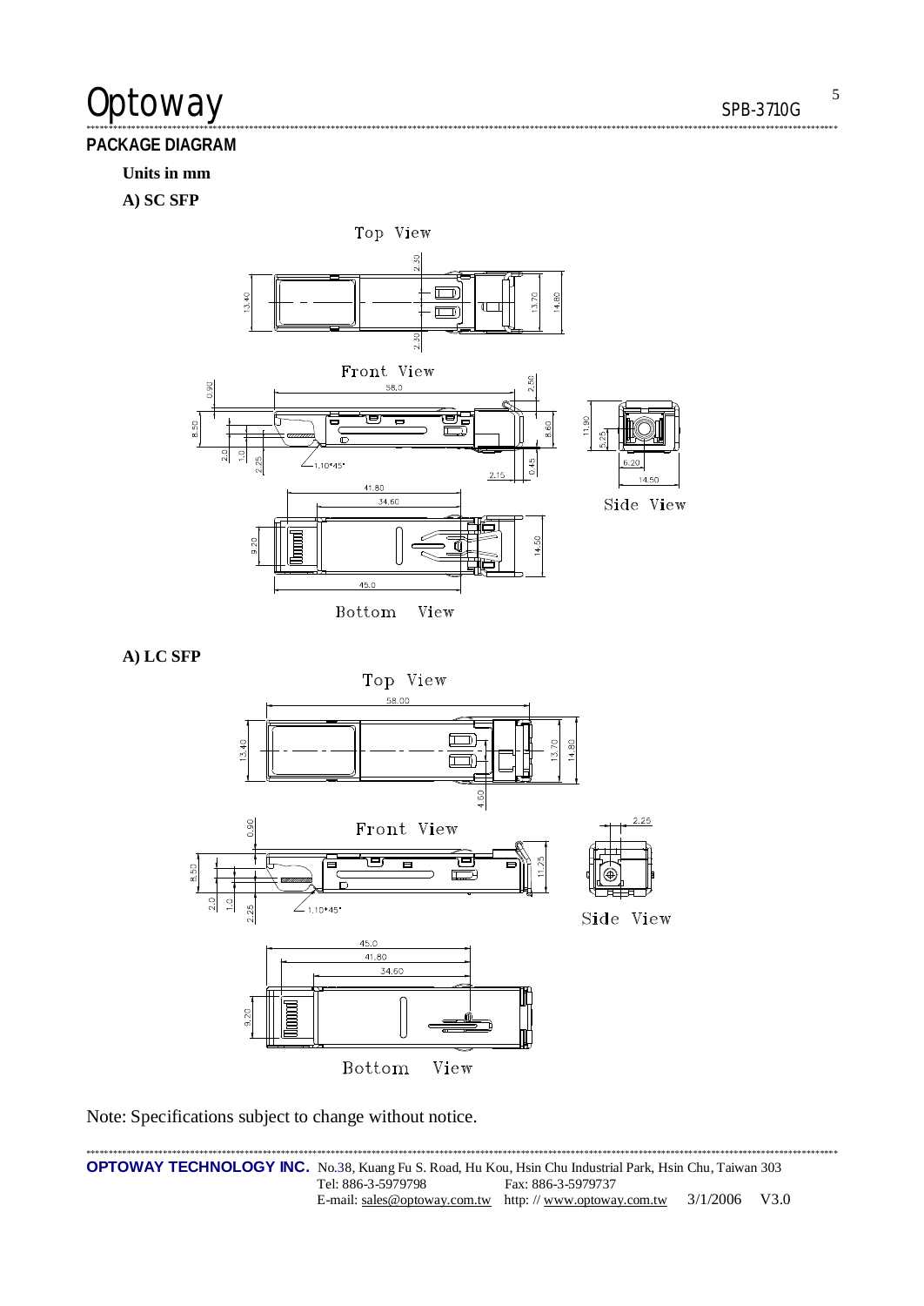## PACKAGE DIAGRAM

**Units in mm**

**A) SC SFP**

Top View

2.30

13.40

13.70

14.80

2.30

Front View

58.0

0.90

2.50

8.50

8.60

2.0

1.0

2.25

1.10*45°

2.15

0.45

11.90

5.25

6.20

14.50

Side View

41.80

34.60

9.20

14.50

45.0

Bottom View

**A) LC SFP**

Top View

58.00

13.40

13.70

14.80

4.60

Front View

0.90

8.50

11.25

2.0

1.0

2.25

1.10*45°

2.25

Side View

45.0

41.80

34.60

9.20

Bottom View

Note: Specifications subject to change without notice.

**OPTOWAY TECHNOLOGY INC.** No.38, Kuang Fu S. Road, Hu Kou, Hsin Chu Industrial Park, Hsin Chu, Taiwan 303
Tel: 886-3-5979798 Fax: 886-3-5979737
E-mail: sales@optoway.com.tw http: // www.optoway.com.tw 3/1/2006 V3.0